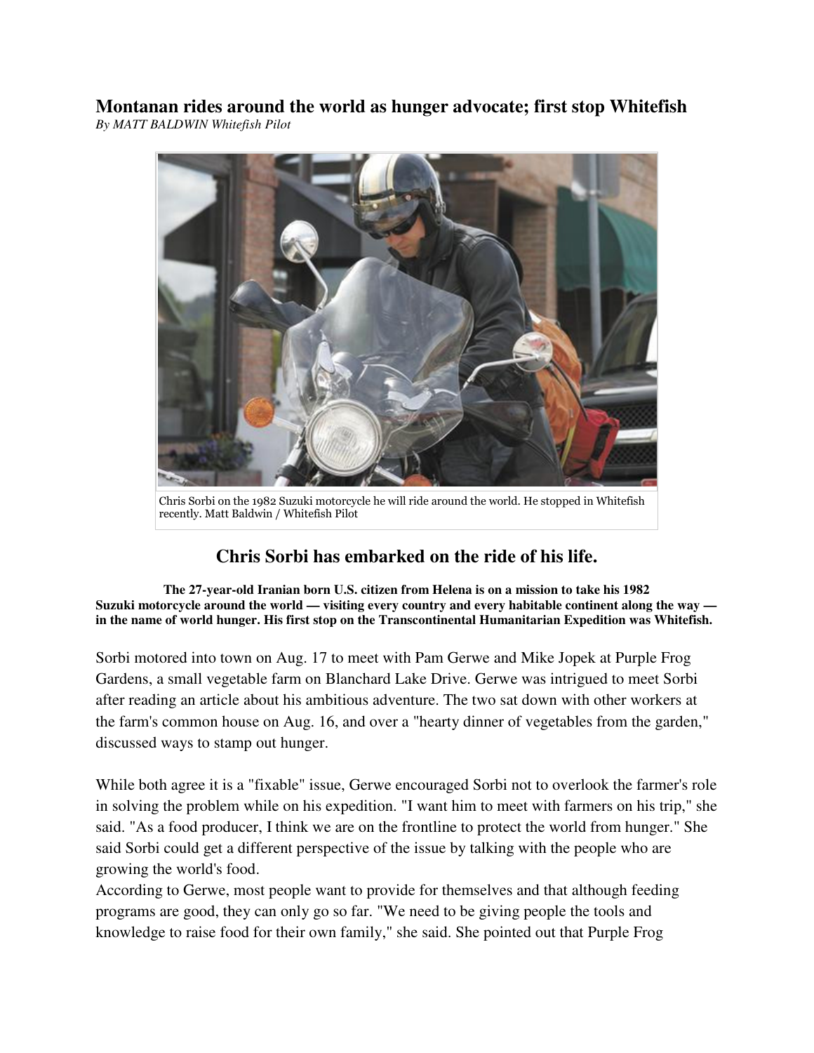# Montanan rides around the world as hunger advocate; first stop Whitefish

*By MATT BALDWIN Whitefish Pilot*

Chris Sorbi on the 1982 Suzuki motorcycle he will ride around the world. He stopped in Whitefish recently. Matt Baldwin / Whitefish Pilot

## Chris Sorbi has embarked on the ride of his life.

**The 27-year-old Iranian born U.S. citizen from Helena is on a mission to take his 1982 Suzuki motorcycle around the world — visiting every country and every habitable continent along the way — in the name of world hunger. His first stop on the Transcontinental Humanitarian Expedition was Whitefish.**

Sorbi motored into town on Aug. 17 to meet with Pam Gerwe and Mike Jopek at Purple Frog Gardens, a small vegetable farm on Blanchard Lake Drive. Gerwe was intrigued to meet Sorbi after reading an article about his ambitious adventure. The two sat down with other workers at the farm's common house on Aug. 16, and over a "hearty dinner of vegetables from the garden," discussed ways to stamp out hunger.

While both agree it is a "fixable" issue, Gerwe encouraged Sorbi not to overlook the farmer's role in solving the problem while on his expedition. "I want him to meet with farmers on his trip," she said. "As a food producer, I think we are on the frontline to protect the world from hunger." She said Sorbi could get a different perspective of the issue by talking with the people who are growing the world's food.

According to Gerwe, most people want to provide for themselves and that although feeding programs are good, they can only go so far. "We need to be giving people the tools and knowledge to raise food for their own family," she said. She pointed out that Purple Frog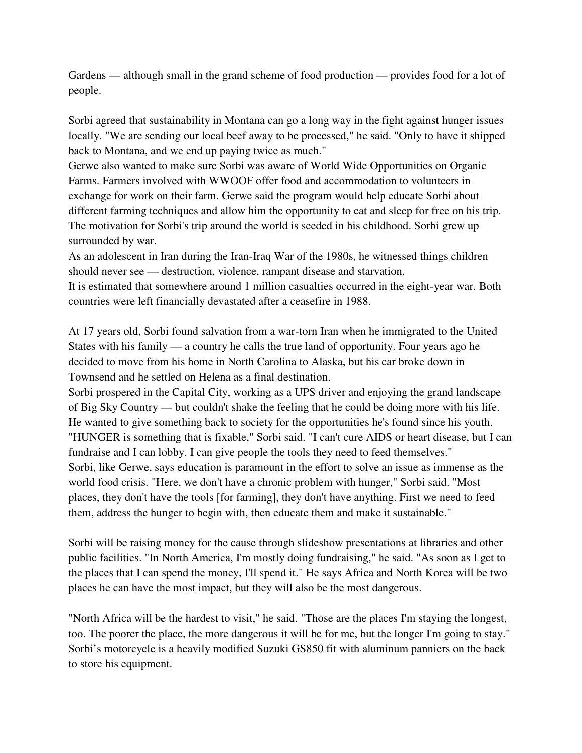Gardens — although small in the grand scheme of food production — provides food for a lot of people.

Sorbi agreed that sustainability in Montana can go a long way in the fight against hunger issues locally. "We are sending our local beef away to be processed," he said. "Only to have it shipped back to Montana, and we end up paying twice as much."

Gerwe also wanted to make sure Sorbi was aware of World Wide Opportunities on Organic Farms. Farmers involved with WWOOF offer food and accommodation to volunteers in exchange for work on their farm. Gerwe said the program would help educate Sorbi about different farming techniques and allow him the opportunity to eat and sleep for free on his trip.

The motivation for Sorbi's trip around the world is seeded in his childhood. Sorbi grew up surrounded by war.

As an adolescent in Iran during the Iran-Iraq War of the 1980s, he witnessed things children should never see — destruction, violence, rampant disease and starvation.

It is estimated that somewhere around 1 million casualties occurred in the eight-year war. Both countries were left financially devastated after a ceasefire in 1988.

At 17 years old, Sorbi found salvation from a war-torn Iran when he immigrated to the United States with his family — a country he calls the true land of opportunity. Four years ago he decided to move from his home in North Carolina to Alaska, but his car broke down in Townsend and he settled on Helena as a final destination.

Sorbi prospered in the Capital City, working as a UPS driver and enjoying the grand landscape of Big Sky Country — but couldn't shake the feeling that he could be doing more with his life. He wanted to give something back to society for the opportunities he's found since his youth.

"HUNGER is something that is fixable," Sorbi said. "I can't cure AIDS or heart disease, but I can fundraise and I can lobby. I can give people the tools they need to feed themselves."

Sorbi, like Gerwe, says education is paramount in the effort to solve an issue as immense as the world food crisis. "Here, we don't have a chronic problem with hunger," Sorbi said. "Most places, they don't have the tools [for farming], they don't have anything. First we need to feed them, address the hunger to begin with, then educate them and make it sustainable."

Sorbi will be raising money for the cause through slideshow presentations at libraries and other public facilities. "In North America, I'm mostly doing fundraising," he said. "As soon as I get to the places that I can spend the money, I'll spend it." He says Africa and North Korea will be two places he can have the most impact, but they will also be the most dangerous.

"North Africa will be the hardest to visit," he said. "Those are the places I'm staying the longest, too. The poorer the place, the more dangerous it will be for me, but the longer I'm going to stay."

Sorbi's motorcycle is a heavily modified Suzuki GS850 fit with aluminum panniers on the back to store his equipment.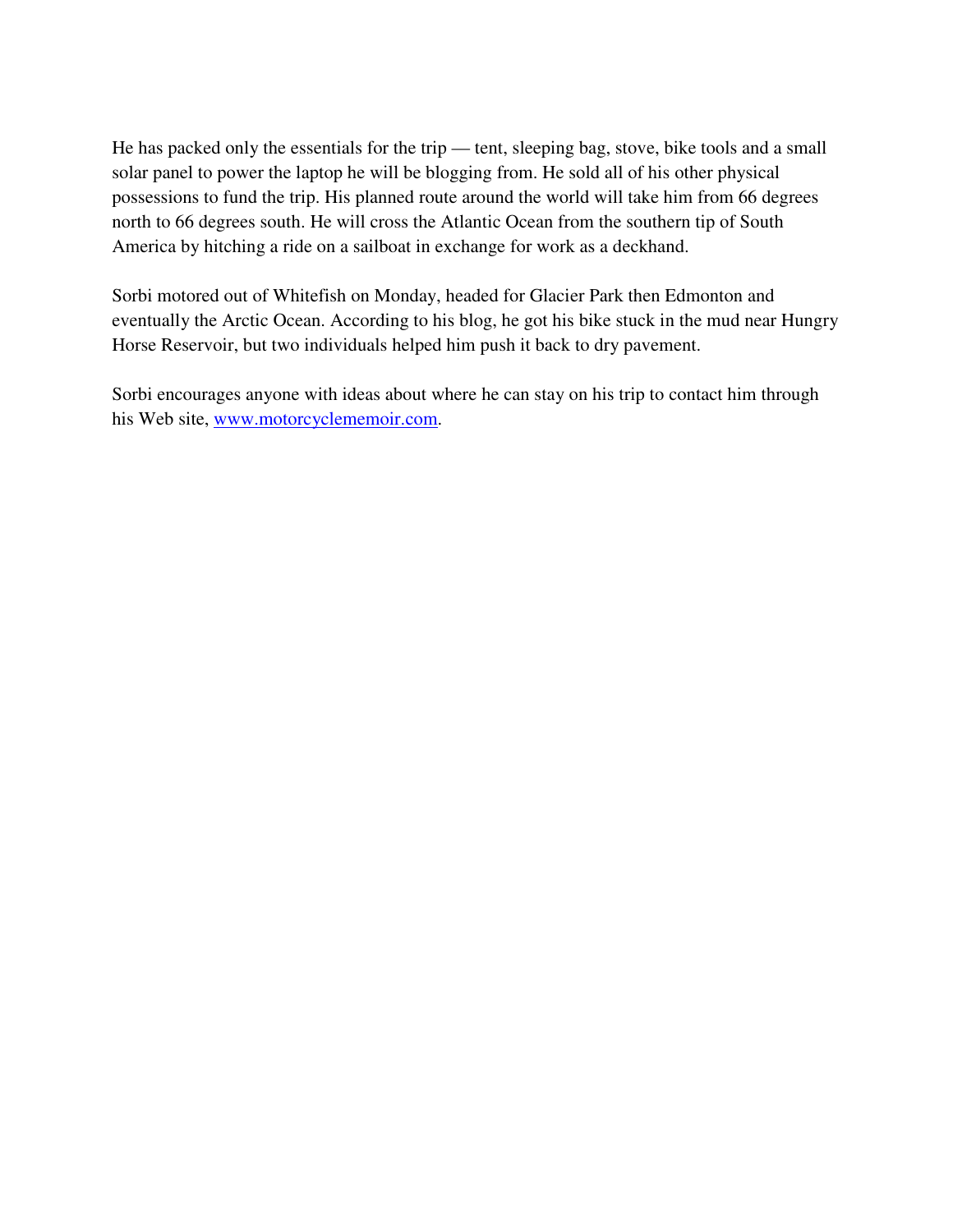He has packed only the essentials for the trip — tent, sleeping bag, stove, bike tools and a small solar panel to power the laptop he will be blogging from. He sold all of his other physical possessions to fund the trip. His planned route around the world will take him from 66 degrees north to 66 degrees south. He will cross the Atlantic Ocean from the southern tip of South America by hitching a ride on a sailboat in exchange for work as a deckhand.

Sorbi motored out of Whitefish on Monday, headed for Glacier Park then Edmonton and eventually the Arctic Ocean. According to his blog, he got his bike stuck in the mud near Hungry Horse Reservoir, but two individuals helped him push it back to dry pavement.

Sorbi encourages anyone with ideas about where he can stay on his trip to contact him through his Web site, [www.motorcyclememoir.com](http://www.motorcyclememoir.com).